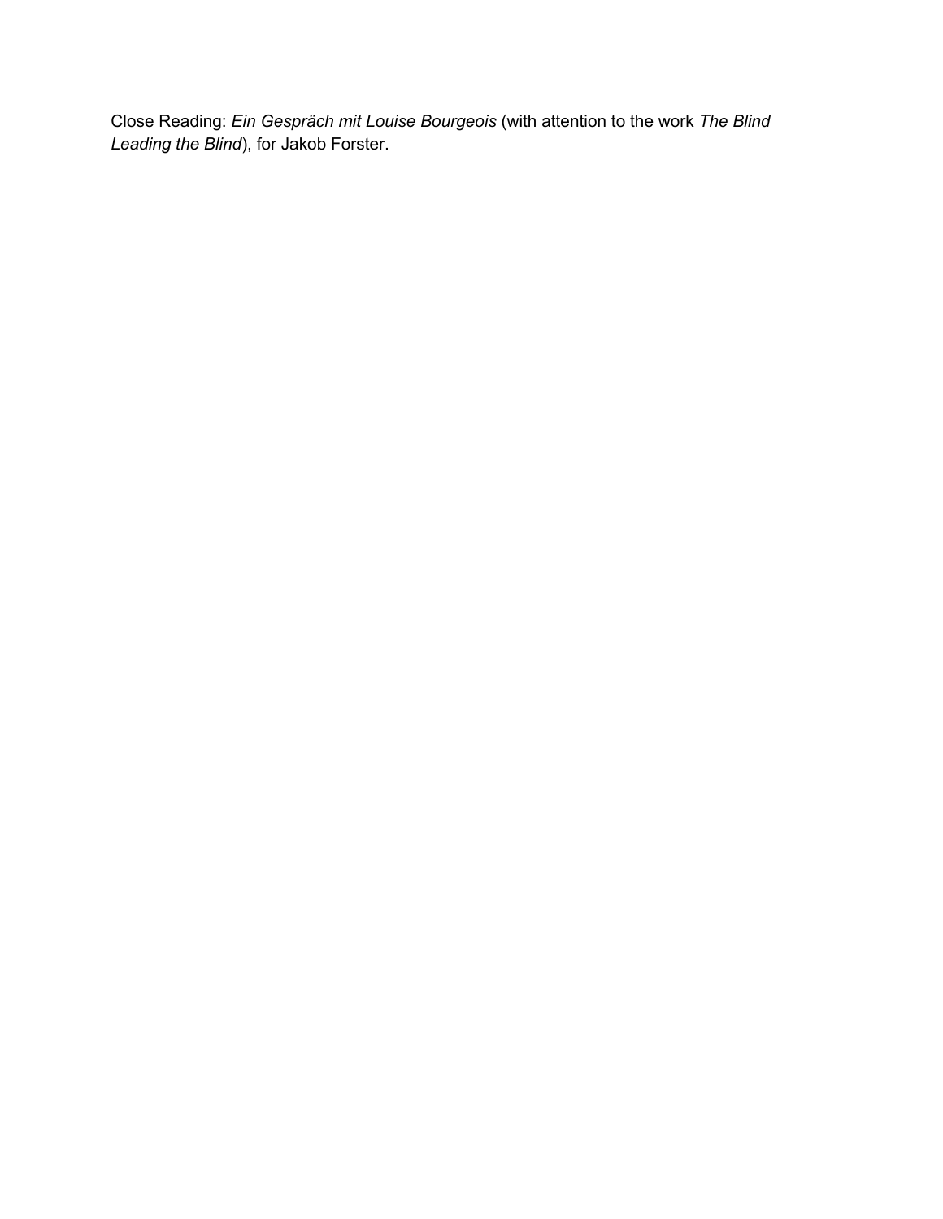Close Reading: *Ein Gespräch mit Louise Bourgeois* (with attention to the work *The Blind Leading the Blind*), for Jakob Forster.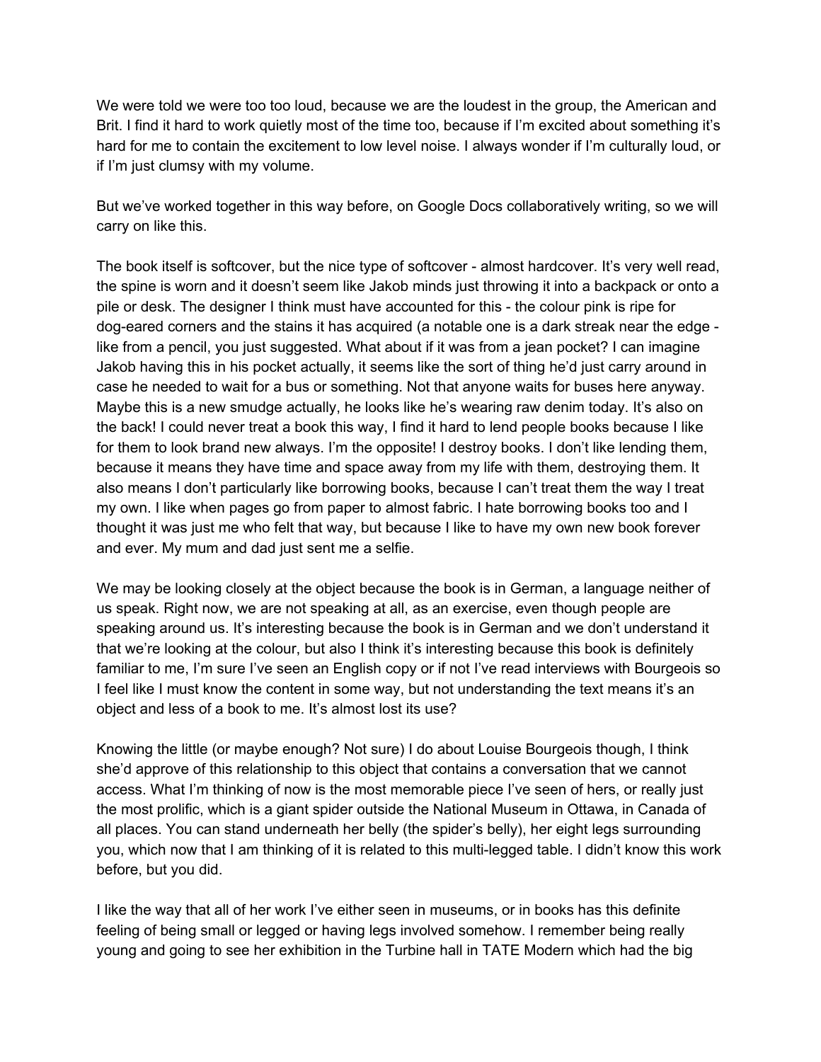We were told we were too too loud, because we are the loudest in the group, the American and Brit. I find it hard to work quietly most of the time too, because if I'm excited about something it's hard for me to contain the excitement to low level noise. I always wonder if I'm culturally loud, or if I'm just clumsy with my volume.

But we've worked together in this way before, on Google Docs collaboratively writing, so we will carry on like this.

The book itself is softcover, but the nice type of softcover - almost hardcover. It's very well read, the spine is worn and it doesn't seem like Jakob minds just throwing it into a backpack or onto a pile or desk. The designer I think must have accounted for this - the colour pink is ripe for dog-eared corners and the stains it has acquired (a notable one is a dark streak near the edge - like from a pencil, you just suggested. What about if it was from a jean pocket? I can imagine Jakob having this in his pocket actually, it seems like the sort of thing he'd just carry around in case he needed to wait for a bus or something. Not that anyone waits for buses here anyway. Maybe this is a new smudge actually, he looks like he's wearing raw denim today. It's also on the back! I could never treat a book this way, I find it hard to lend people books because I like for them to look brand new always. I'm the opposite! I destroy books. I don't like lending them, because it means they have time and space away from my life with them, destroying them. It also means I don't particularly like borrowing books, because I can't treat them the way I treat my own. I like when pages go from paper to almost fabric. I hate borrowing books too and I thought it was just me who felt that way, but because I like to have my own new book forever and ever. My mum and dad just sent me a selfie.

We may be looking closely at the object because the book is in German, a language neither of us speak. Right now, we are not speaking at all, as an exercise, even though people are speaking around us. It's interesting because the book is in German and we don't understand it that we're looking at the colour, but also I think it's interesting because this book is definitely familiar to me, I'm sure I've seen an English copy or if not I've read interviews with Bourgeois so I feel like I must know the content in some way, but not understanding the text means it's an object and less of a book to me. It's almost lost its use?

Knowing the little (or maybe enough? Not sure) I do about Louise Bourgeois though, I think she'd approve of this relationship to this object that contains a conversation that we cannot access. What I'm thinking of now is the most memorable piece I've seen of hers, or really just the most prolific, which is a giant spider outside the National Museum in Ottawa, in Canada of all places. You can stand underneath her belly (the spider's belly), her eight legs surrounding you, which now that I am thinking of it is related to this multi-legged table. I didn't know this work before, but you did.

I like the way that all of her work I've either seen in museums, or in books has this definite feeling of being small or legged or having legs involved somehow. I remember being really young and going to see her exhibition in the Turbine hall in TATE Modern which had the big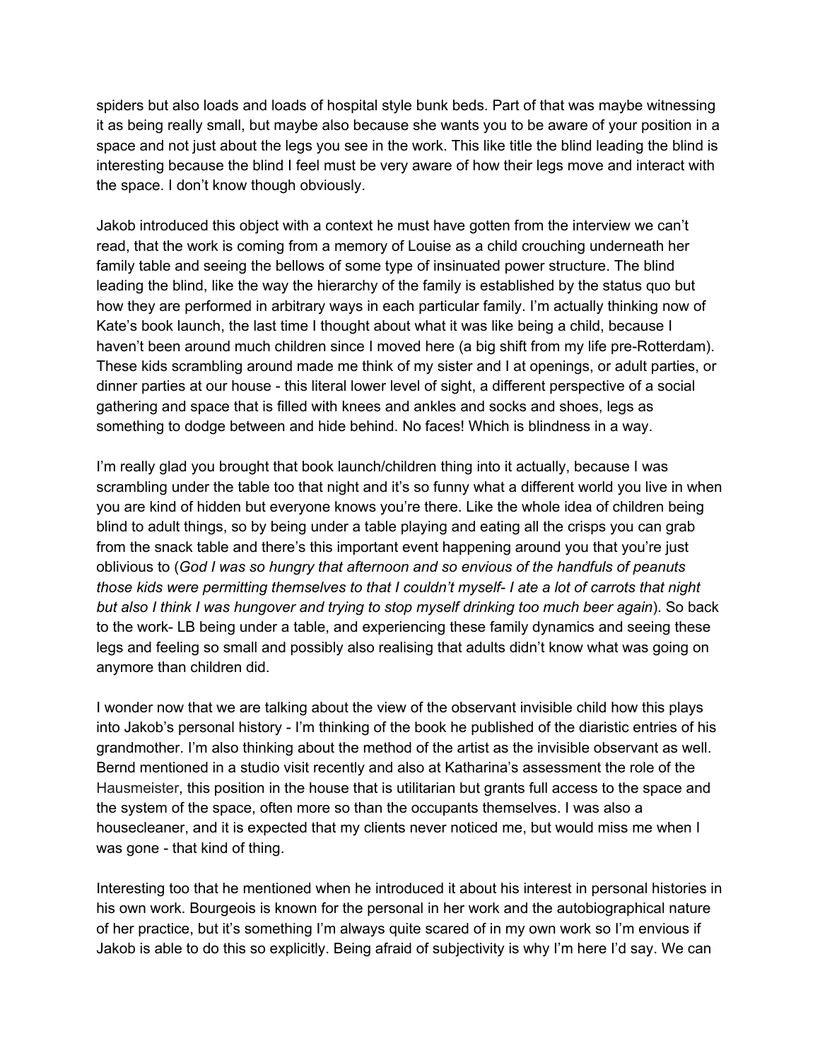spiders but also loads and loads of hospital style bunk beds. Part of that was maybe witnessing it as being really small, but maybe also because she wants you to be aware of your position in a space and not just about the legs you see in the work. This like title the blind leading the blind is interesting because the blind I feel must be very aware of how their legs move and interact with the space. I don't know though obviously.

Jakob introduced this object with a context he must have gotten from the interview we can't read, that the work is coming from a memory of Louise as a child crouching underneath her family table and seeing the bellows of some type of insinuated power structure. The blind leading the blind, like the way the hierarchy of the family is established by the status quo but how they are performed in arbitrary ways in each particular family. I'm actually thinking now of Kate's book launch, the last time I thought about what it was like being a child, because I haven't been around much children since I moved here (a big shift from my life pre-Rotterdam). These kids scrambling around made me think of my sister and I at openings, or adult parties, or dinner parties at our house - this literal lower level of sight, a different perspective of a social gathering and space that is filled with knees and ankles and socks and shoes, legs as something to dodge between and hide behind. No faces! Which is blindness in a way.

I'm really glad you brought that book launch/children thing into it actually, because I was scrambling under the table too that night and it's so funny what a different world you live in when you are kind of hidden but everyone knows you're there. Like the whole idea of children being blind to adult things, so by being under a table playing and eating all the crisps you can grab from the snack table and there's this important event happening around you that you're just oblivious to (*God I was so hungry that afternoon and so envious of the handfuls of peanuts those kids were permitting themselves to that I couldn't myself- I ate a lot of carrots that night but also I think I was hungover and trying to stop myself drinking too much beer again*). So back to the work- LB being under a table, and experiencing these family dynamics and seeing these legs and feeling so small and possibly also realising that adults didn't know what was going on anymore than children did.

I wonder now that we are talking about the view of the observant invisible child how this plays into Jakob's personal history - I'm thinking of the book he published of the diaristic entries of his grandmother. I'm also thinking about the method of the artist as the invisible observant as well. Bernd mentioned in a studio visit recently and also at Katharina's assessment the role of the Hausmeister, this position in the house that is utilitarian but grants full access to the space and the system of the space, often more so than the occupants themselves. I was also a housecleaner, and it is expected that my clients never noticed me, but would miss me when I was gone - that kind of thing.

Interesting too that he mentioned when he introduced it about his interest in personal histories in his own work. Bourgeois is known for the personal in her work and the autobiographical nature of her practice, but it's something I'm always quite scared of in my own work so I'm envious if Jakob is able to do this so explicitly. Being afraid of subjectivity is why I'm here I'd say. We can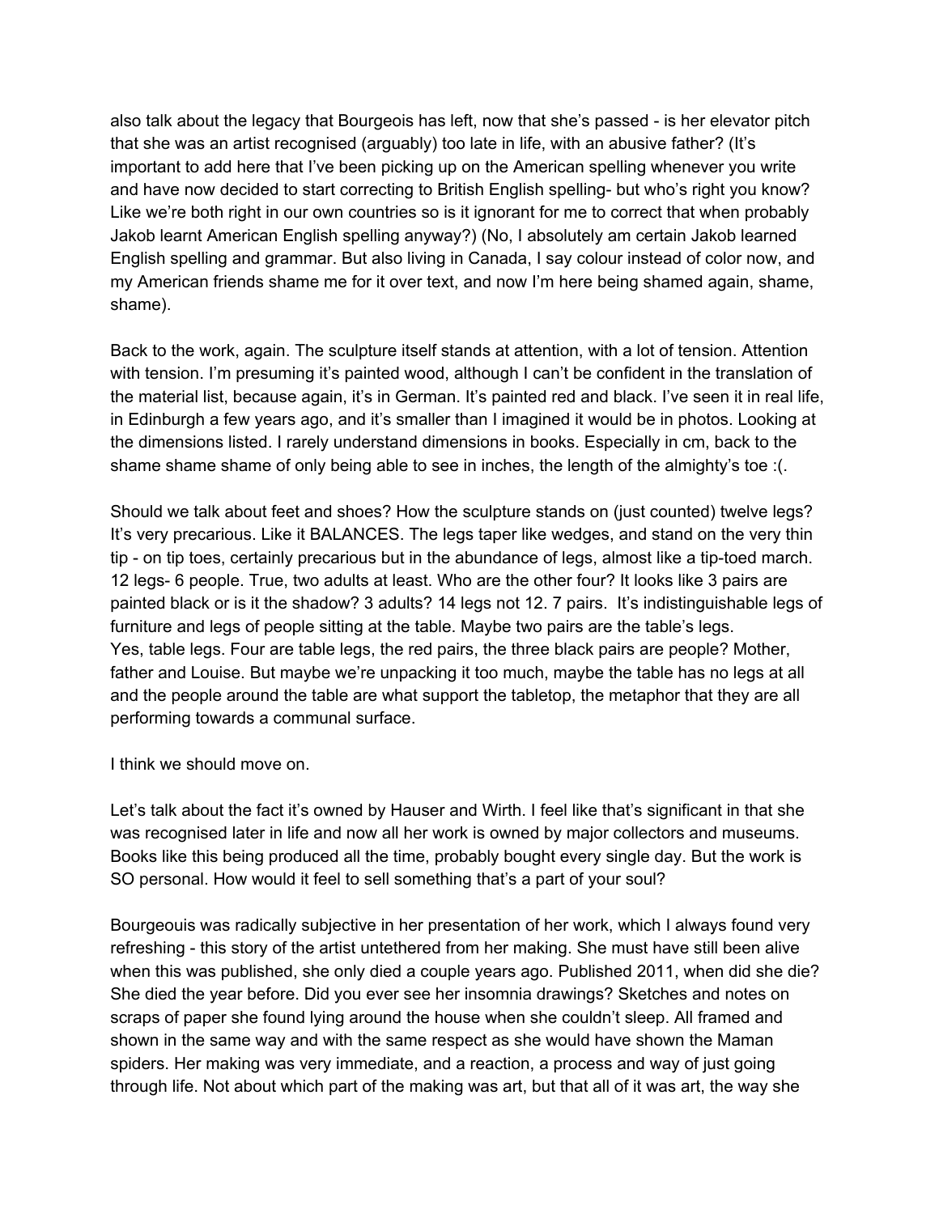also talk about the legacy that Bourgeois has left, now that she's passed - is her elevator pitch that she was an artist recognised (arguably) too late in life, with an abusive father? (It's important to add here that I've been picking up on the American spelling whenever you write and have now decided to start correcting to British English spelling- but who's right you know? Like we're both right in our own countries so is it ignorant for me to correct that when probably Jakob learnt American English spelling anyway?) (No, I absolutely am certain Jakob learned English spelling and grammar. But also living in Canada, I say colour instead of color now, and my American friends shame me for it over text, and now I'm here being shamed again, shame, shame).

Back to the work, again. The sculpture itself stands at attention, with a lot of tension. Attention with tension. I'm presuming it's painted wood, although I can't be confident in the translation of the material list, because again, it's in German. It's painted red and black. I've seen it in real life, in Edinburgh a few years ago, and it's smaller than I imagined it would be in photos. Looking at the dimensions listed. I rarely understand dimensions in books. Especially in cm, back to the shame shame shame of only being able to see in inches, the length of the almighty's toe :(.

Should we talk about feet and shoes? How the sculpture stands on (just counted) twelve legs? It's very precarious. Like it BALANCES. The legs taper like wedges, and stand on the very thin tip - on tip toes, certainly precarious but in the abundance of legs, almost like a tip-toed march. 12 legs- 6 people. True, two adults at least. Who are the other four? It looks like 3 pairs are painted black or is it the shadow? 3 adults? 14 legs not 12. 7 pairs. It's indistinguishable legs of furniture and legs of people sitting at the table. Maybe two pairs are the table's legs. Yes, table legs. Four are table legs, the red pairs, the three black pairs are people? Mother, father and Louise. But maybe we're unpacking it too much, maybe the table has no legs at all and the people around the table are what support the tabletop, the metaphor that they are all performing towards a communal surface.

I think we should move on.

Let's talk about the fact it's owned by Hauser and Wirth. I feel like that's significant in that she was recognised later in life and now all her work is owned by major collectors and museums. Books like this being produced all the time, probably bought every single day. But the work is SO personal. How would it feel to sell something that's a part of your soul?

Bourgeouis was radically subjective in her presentation of her work, which I always found very refreshing - this story of the artist untethered from her making. She must have still been alive when this was published, she only died a couple years ago. Published 2011, when did she die? She died the year before. Did you ever see her insomnia drawings? Sketches and notes on scraps of paper she found lying around the house when she couldn't sleep. All framed and shown in the same way and with the same respect as she would have shown the Maman spiders. Her making was very immediate, and a reaction, a process and way of just going through life. Not about which part of the making was art, but that all of it was art, the way she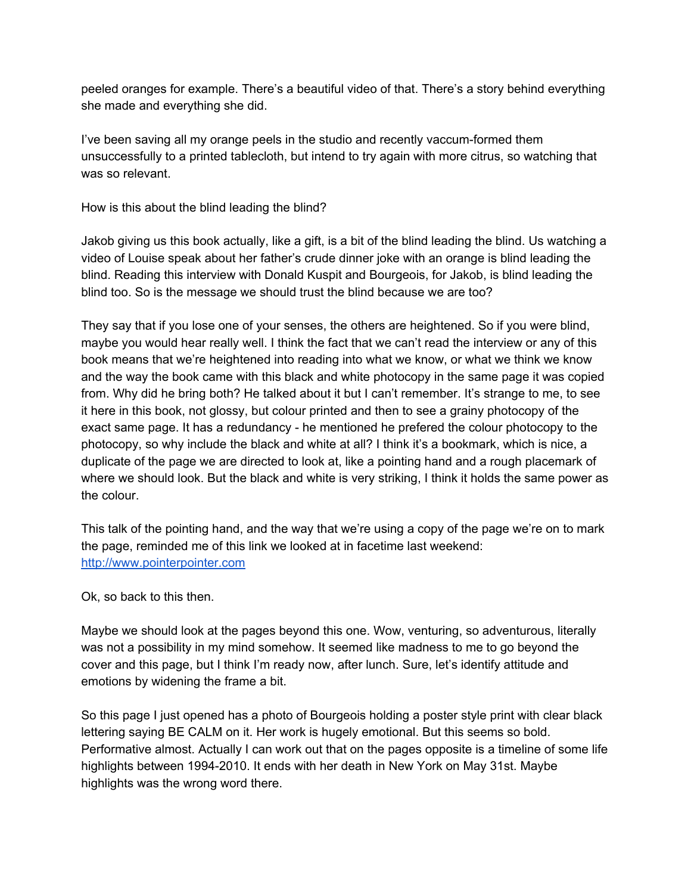peeled oranges for example. There's a beautiful video of that. There's a story behind everything she made and everything she did.

I've been saving all my orange peels in the studio and recently vaccum-formed them unsuccessfully to a printed tablecloth, but intend to try again with more citrus, so watching that was so relevant.

How is this about the blind leading the blind?

Jakob giving us this book actually, like a gift, is a bit of the blind leading the blind. Us watching a video of Louise speak about her father's crude dinner joke with an orange is blind leading the blind. Reading this interview with Donald Kuspit and Bourgeois, for Jakob, is blind leading the blind too. So is the message we should trust the blind because we are too?

They say that if you lose one of your senses, the others are heightened. So if you were blind, maybe you would hear really well. I think the fact that we can't read the interview or any of this book means that we're heightened into reading into what we know, or what we think we know and the way the book came with this black and white photocopy in the same page it was copied from. Why did he bring both? He talked about it but I can't remember. It's strange to me, to see it here in this book, not glossy, but colour printed and then to see a grainy photocopy of the exact same page. It has a redundancy - he mentioned he prefered the colour photocopy to the photocopy, so why include the black and white at all? I think it's a bookmark, which is nice, a duplicate of the page we are directed to look at, like a pointing hand and a rough placemark of where we should look. But the black and white is very striking, I think it holds the same power as the colour.

This talk of the pointing hand, and the way that we're using a copy of the page we're on to mark the page, reminded me of this link we looked at in facetime last weekend: [http://www.pointerpointer.com](http://www.pointerpointer.com)

Ok, so back to this then.

Maybe we should look at the pages beyond this one. Wow, venturing, so adventurous, literally was not a possibility in my mind somehow. It seemed like madness to me to go beyond the cover and this page, but I think I'm ready now, after lunch. Sure, let's identify attitude and emotions by widening the frame a bit.

So this page I just opened has a photo of Bourgeois holding a poster style print with clear black lettering saying BE CALM on it. Her work is hugely emotional. But this seems so bold. Performative almost. Actually I can work out that on the pages opposite is a timeline of some life highlights between 1994-2010. It ends with her death in New York on May 31st. Maybe highlights was the wrong word there.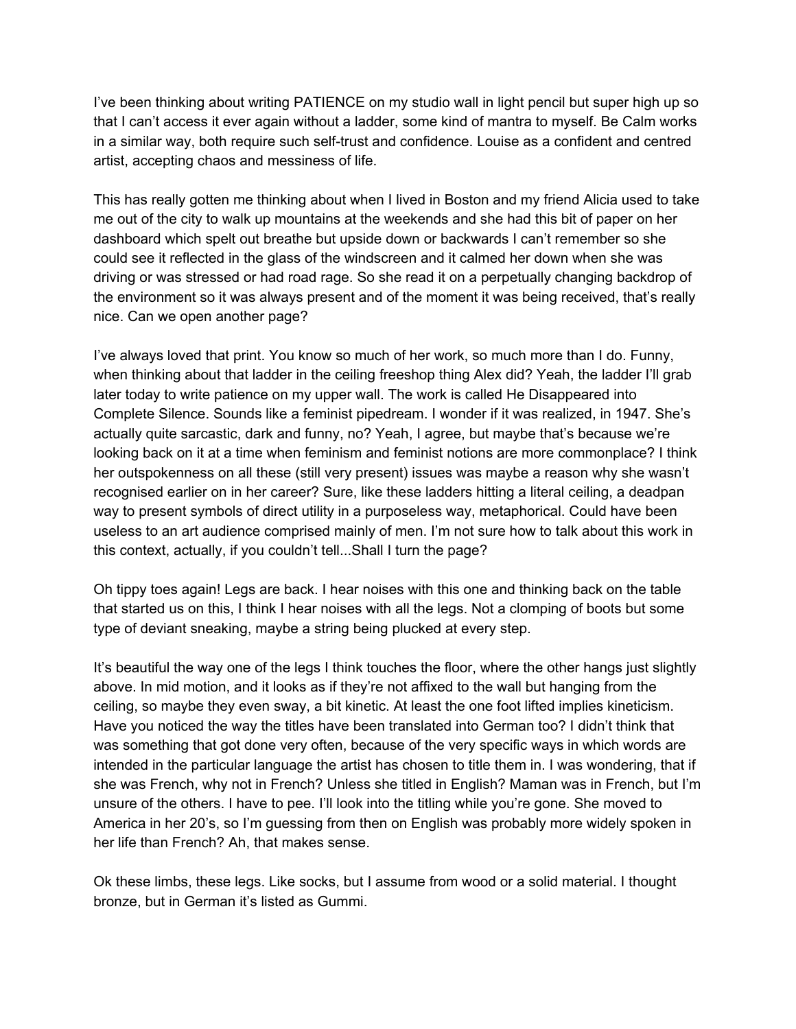I've been thinking about writing PATIENCE on my studio wall in light pencil but super high up so that I can't access it ever again without a ladder, some kind of mantra to myself. Be Calm works in a similar way, both require such self-trust and confidence. Louise as a confident and centred artist, accepting chaos and messiness of life.

This has really gotten me thinking about when I lived in Boston and my friend Alicia used to take me out of the city to walk up mountains at the weekends and she had this bit of paper on her dashboard which spelt out breathe but upside down or backwards I can't remember so she could see it reflected in the glass of the windscreen and it calmed her down when she was driving or was stressed or had road rage. So she read it on a perpetually changing backdrop of the environment so it was always present and of the moment it was being received, that's really nice. Can we open another page?

I've always loved that print. You know so much of her work, so much more than I do. Funny, when thinking about that ladder in the ceiling freeshop thing Alex did? Yeah, the ladder I'll grab later today to write patience on my upper wall. The work is called He Disappeared into Complete Silence. Sounds like a feminist pipedream. I wonder if it was realized, in 1947. She's actually quite sarcastic, dark and funny, no? Yeah, I agree, but maybe that's because we're looking back on it at a time when feminism and feminist notions are more commonplace? I think her outspokenness on all these (still very present) issues was maybe a reason why she wasn't recognised earlier on in her career? Sure, like these ladders hitting a literal ceiling, a deadpan way to present symbols of direct utility in a purposeless way, metaphorical. Could have been useless to an art audience comprised mainly of men. I'm not sure how to talk about this work in this context, actually, if you couldn't tell...Shall I turn the page?

Oh tippy toes again! Legs are back. I hear noises with this one and thinking back on the table that started us on this, I think I hear noises with all the legs. Not a clomping of boots but some type of deviant sneaking, maybe a string being plucked at every step.

It's beautiful the way one of the legs I think touches the floor, where the other hangs just slightly above. In mid motion, and it looks as if they're not affixed to the wall but hanging from the ceiling, so maybe they even sway, a bit kinetic. At least the one foot lifted implies kineticism. Have you noticed the way the titles have been translated into German too? I didn't think that was something that got done very often, because of the very specific ways in which words are intended in the particular language the artist has chosen to title them in. I was wondering, that if she was French, why not in French? Unless she titled in English? Maman was in French, but I'm unsure of the others. I have to pee. I'll look into the titling while you're gone. She moved to America in her 20's, so I'm guessing from then on English was probably more widely spoken in her life than French? Ah, that makes sense.

Ok these limbs, these legs. Like socks, but I assume from wood or a solid material. I thought bronze, but in German it's listed as Gummi.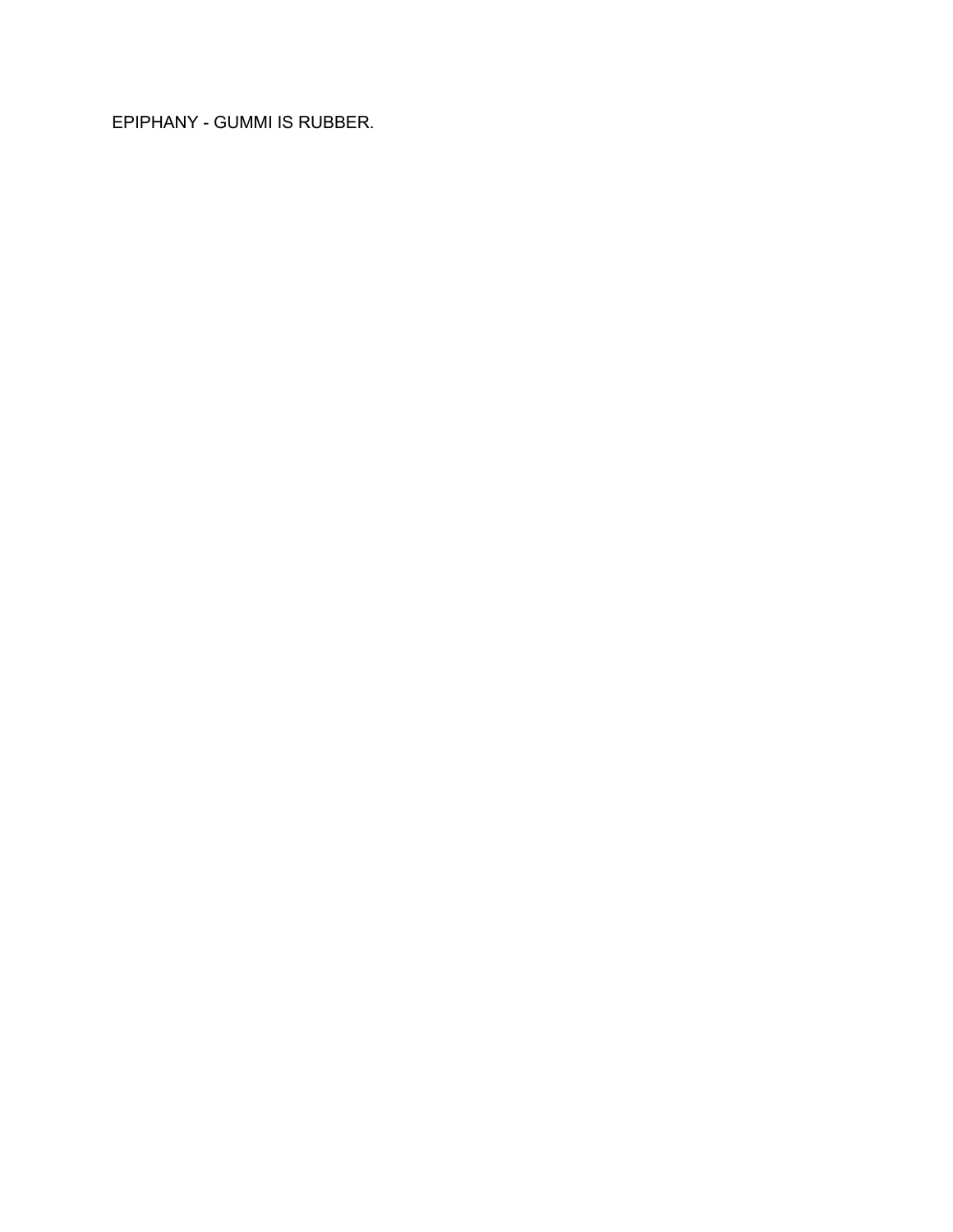EPIPHANY - GUMMI IS RUBBER.